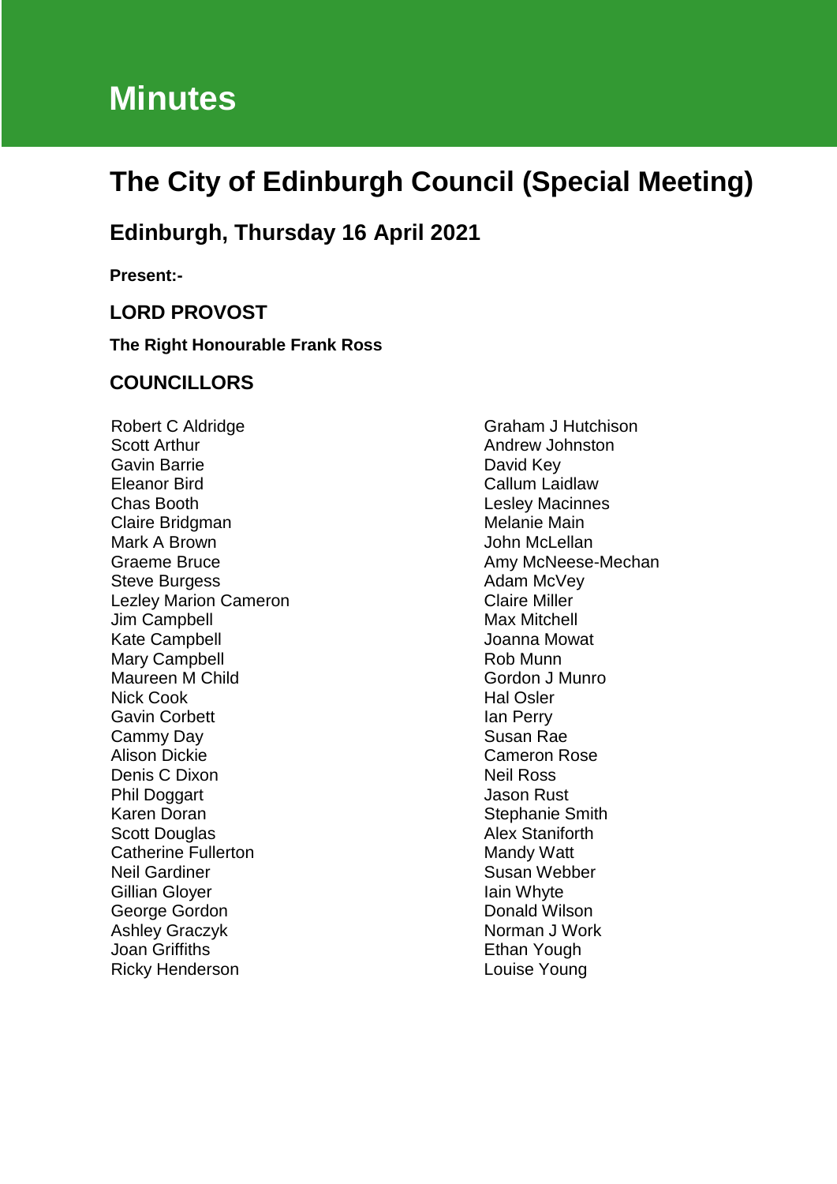# Minutes

## The City of Edinburgh Council (Special Meeting)

### Edinburgh, Thursday 16 April 2021

**Present:-**

### LORD PROVOST

**The Right Honourable Frank Ross**

### COUNCILLORS

Robert C Aldridge
Scott Arthur
Gavin Barrie
Eleanor Bird
Chas Booth
Claire Bridgman
Mark A Brown
Graeme Bruce
Steve Burgess
Lezley Marion Cameron
Jim Campbell
Kate Campbell
Mary Campbell
Maureen M Child
Nick Cook
Gavin Corbett
Cammy Day
Alison Dickie
Denis C Dixon
Phil Doggart
Karen Doran
Scott Douglas
Catherine Fullerton
Neil Gardiner
Gillian Gloyer
George Gordon
Ashley Graczyk
Joan Griffiths
Ricky Henderson
Graham J Hutchison
Andrew Johnston
David Key
Callum Laidlaw
Lesley Macinnes
Melanie Main
John McLellan
Amy McNeese-Mechan
Adam McVey
Claire Miller
Max Mitchell
Joanna Mowat
Rob Munn
Gordon J Munro
Hal Osler
Ian Perry
Susan Rae
Cameron Rose
Neil Ross
Jason Rust
Stephanie Smith
Alex Staniforth
Mandy Watt
Susan Webber
Iain Whyte
Donald Wilson
Norman J Work
Ethan Young
Louise Young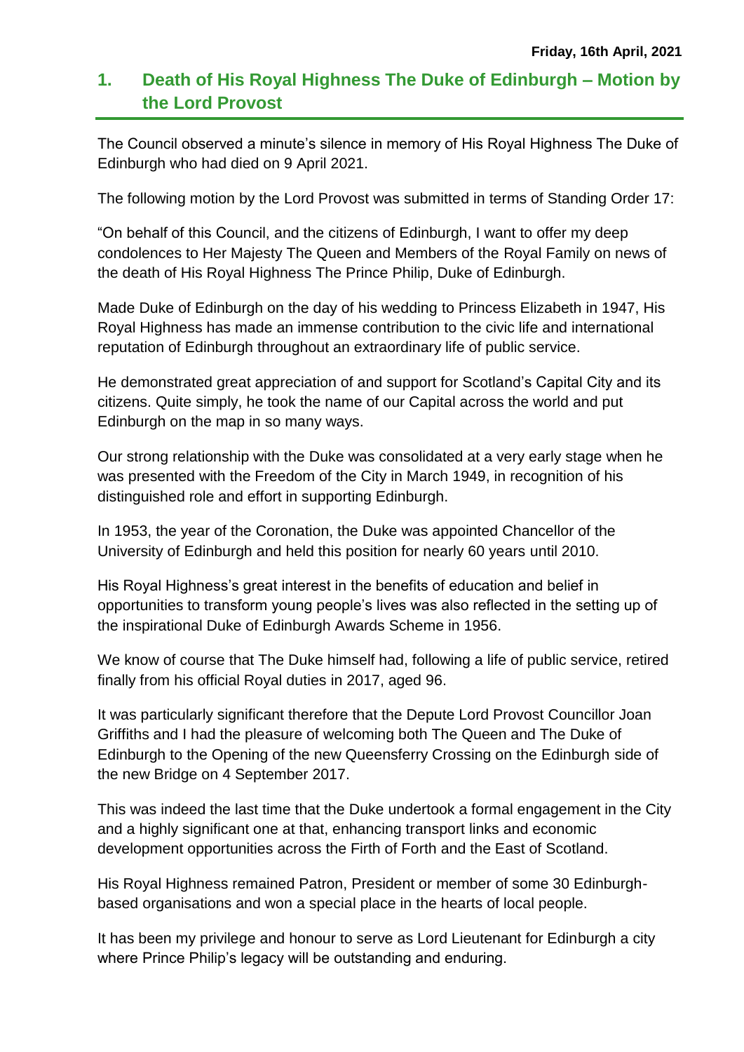**Friday, 16th April, 2021**

## 1. Death of His Royal Highness The Duke of Edinburgh – Motion by the Lord Provost

The Council observed a minute's silence in memory of His Royal Highness The Duke of Edinburgh who had died on 9 April 2021.

The following motion by the Lord Provost was submitted in terms of Standing Order 17:

"On behalf of this Council, and the citizens of Edinburgh, I want to offer my deep condolences to Her Majesty The Queen and Members of the Royal Family on news of the death of His Royal Highness The Prince Philip, Duke of Edinburgh.

Made Duke of Edinburgh on the day of his wedding to Princess Elizabeth in 1947, His Royal Highness has made an immense contribution to the civic life and international reputation of Edinburgh throughout an extraordinary life of public service.

He demonstrated great appreciation of and support for Scotland's Capital City and its citizens. Quite simply, he took the name of our Capital across the world and put Edinburgh on the map in so many ways.

Our strong relationship with the Duke was consolidated at a very early stage when he was presented with the Freedom of the City in March 1949, in recognition of his distinguished role and effort in supporting Edinburgh.

In 1953, the year of the Coronation, the Duke was appointed Chancellor of the University of Edinburgh and held this position for nearly 60 years until 2010.

His Royal Highness's great interest in the benefits of education and belief in opportunities to transform young people's lives was also reflected in the setting up of the inspirational Duke of Edinburgh Awards Scheme in 1956.

We know of course that The Duke himself had, following a life of public service, retired finally from his official Royal duties in 2017, aged 96.

It was particularly significant therefore that the Depute Lord Provost Councillor Joan Griffiths and I had the pleasure of welcoming both The Queen and The Duke of Edinburgh to the Opening of the new Queensferry Crossing on the Edinburgh side of the new Bridge on 4 September 2017.

This was indeed the last time that the Duke undertook a formal engagement in the City and a highly significant one at that, enhancing transport links and economic development opportunities across the Firth of Forth and the East of Scotland.

His Royal Highness remained Patron, President or member of some 30 Edinburgh-based organisations and won a special place in the hearts of local people.

It has been my privilege and honour to serve as Lord Lieutenant for Edinburgh a city where Prince Philip's legacy will be outstanding and enduring.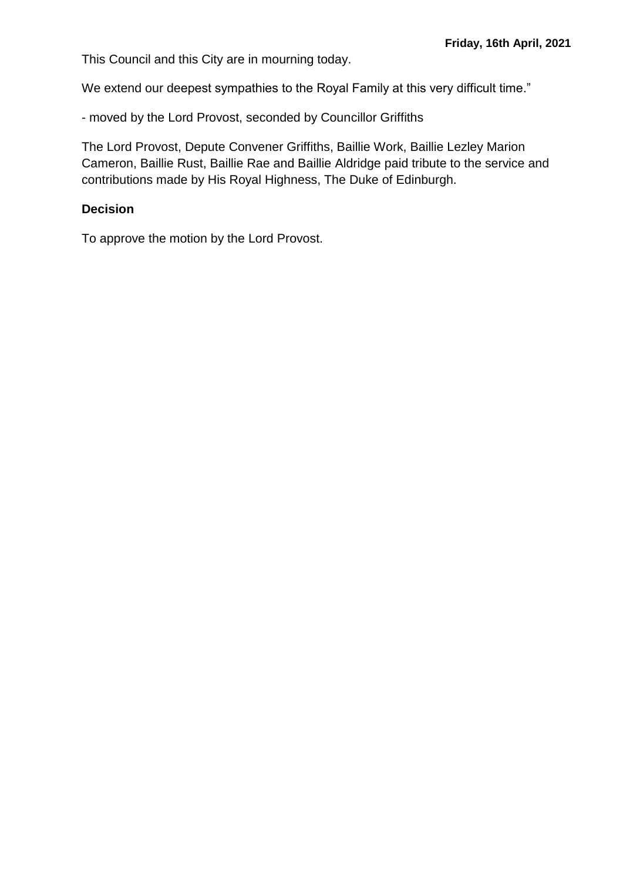This Council and this City are in mourning today.

We extend our deepest sympathies to the Royal Family at this very difficult time."

- moved by the Lord Provost, seconded by Councillor Griffiths

The Lord Provost, Depute Convener Griffiths, Baillie Work, Baillie Lezley Marion Cameron, Baillie Rust, Baillie Rae and Baillie Aldridge paid tribute to the service and contributions made by His Royal Highness, The Duke of Edinburgh.

**Decision**

To approve the motion by the Lord Provost.